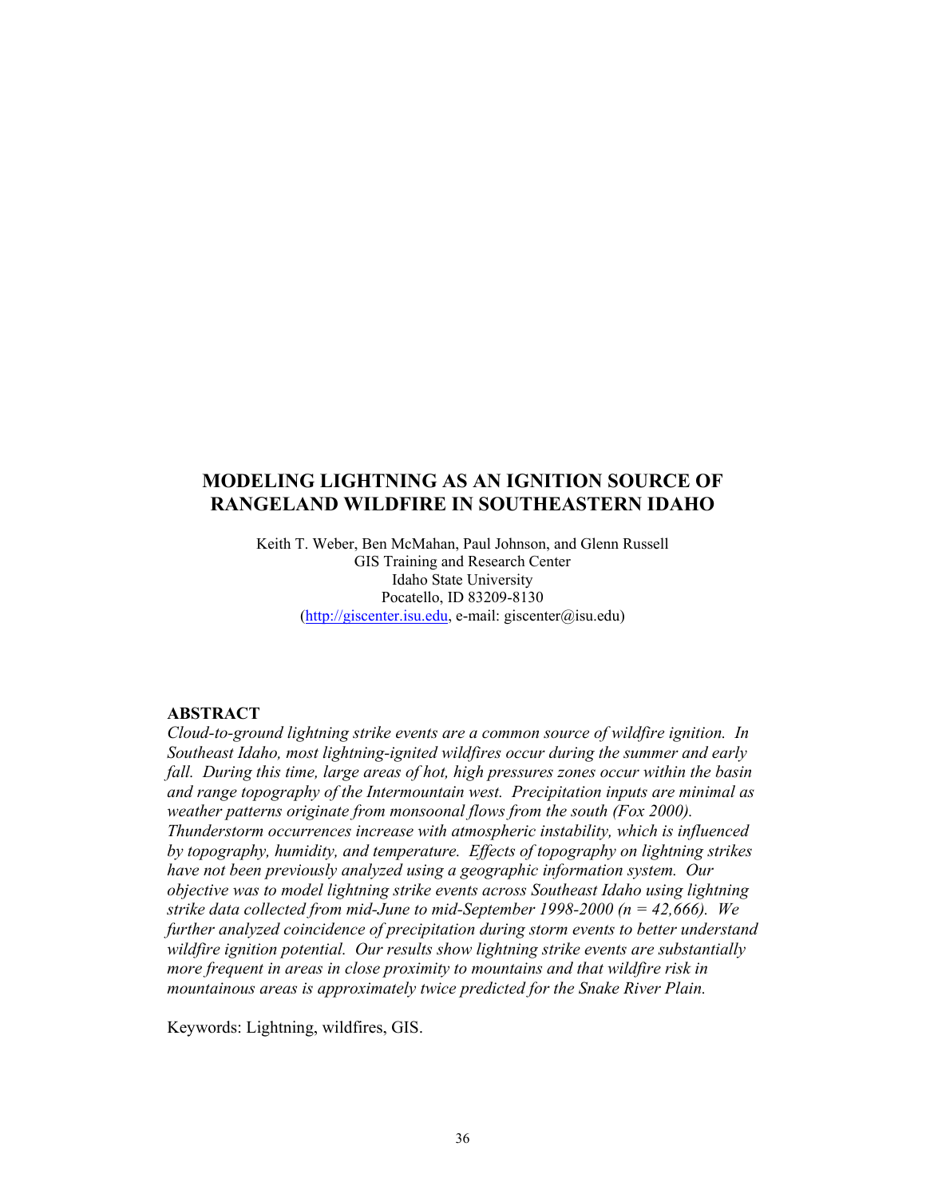# MODELING LIGHTNING AS AN IGNITION SOURCE OF RANGELAND WILDFIRE IN SOUTHEASTERN IDAHO

Keith T. Weber, Ben McMahan, Paul Johnson, and Glenn Russell
GIS Training and Research Center
Idaho State University
Pocatello, ID 83209-8130
(http://giscenter.isu.edu, e-mail: giscenter@isu.edu)

## ABSTRACT

*Cloud-to-ground lightning strike events are a common source of wildfire ignition. In Southeast Idaho, most lightning-ignited wildfires occur during the summer and early fall. During this time, large areas of hot, high pressures zones occur within the basin and range topography of the Intermountain west. Precipitation inputs are minimal as weather patterns originate from monsoonal flows from the south (Fox 2000). Thunderstorm occurrences increase with atmospheric instability, which is influenced by topography, humidity, and temperature. Effects of topography on lightning strikes have not been previously analyzed using a geographic information system. Our objective was to model lightning strike events across Southeast Idaho using lightning strike data collected from mid-June to mid-September 1998-2000 (n = 42,666). We further analyzed coincidence of precipitation during storm events to better understand wildfire ignition potential. Our results show lightning strike events are substantially more frequent in areas in close proximity to mountains and that wildfire risk in mountainous areas is approximately twice predicted for the Snake River Plain.*

Keywords: Lightning, wildfires, GIS.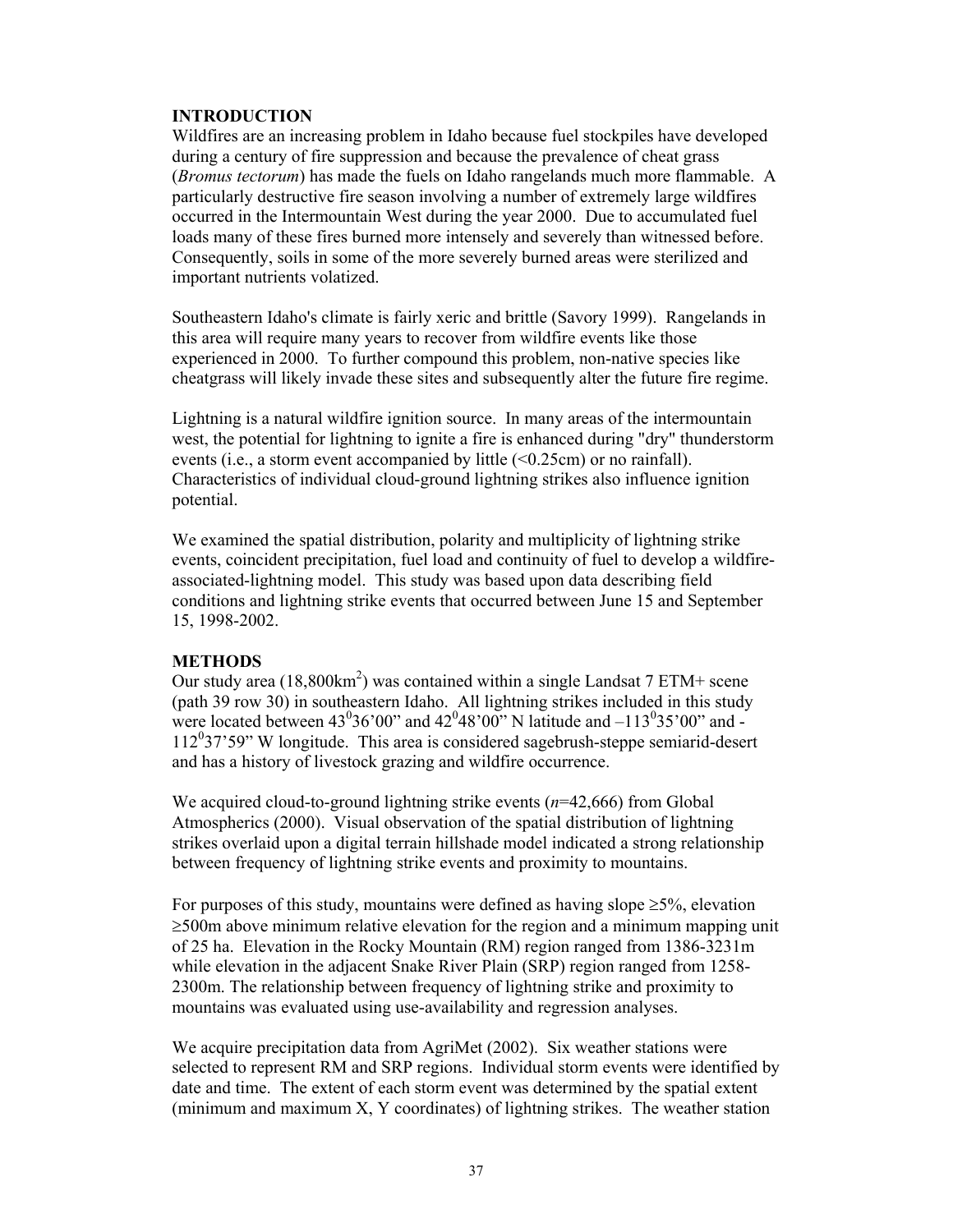## INTRODUCTION

Wildfires are an increasing problem in Idaho because fuel stockpiles have developed during a century of fire suppression and because the prevalence of cheat grass (*Bromus tectorum*) has made the fuels on Idaho rangelands much more flammable. A particularly destructive fire season involving a number of extremely large wildfires occurred in the Intermountain West during the year 2000. Due to accumulated fuel loads many of these fires burned more intensely and severely than witnessed before. Consequently, soils in some of the more severely burned areas were sterilized and important nutrients volatized.

Southeastern Idaho's climate is fairly xeric and brittle (Savory 1999). Rangelands in this area will require many years to recover from wildfire events like those experienced in 2000. To further compound this problem, non-native species like cheatgrass will likely invade these sites and subsequently alter the future fire regime.

Lightning is a natural wildfire ignition source. In many areas of the intermountain west, the potential for lightning to ignite a fire is enhanced during "dry" thunderstorm events (i.e., a storm event accompanied by little (<0.25cm) or no rainfall). Characteristics of individual cloud-ground lightning strikes also influence ignition potential.

We examined the spatial distribution, polarity and multiplicity of lightning strike events, coincident precipitation, fuel load and continuity of fuel to develop a wildfire-associated-lightning model. This study was based upon data describing field conditions and lightning strike events that occurred between June 15 and September 15, 1998-2002.

## METHODS

Our study area (18,800km$^2$) was contained within a single Landsat 7 ETM+ scene (path 39 row 30) in southeastern Idaho. All lightning strikes included in this study were located between 43$^0$36'00" and 42$^0$48'00" N latitude and –113$^0$35'00" and -112$^0$37'59" W longitude. This area is considered sagebrush-steppe semiarid-desert and has a history of livestock grazing and wildfire occurrence.

We acquired cloud-to-ground lightning strike events ($n$=42,666) from Global Atmospherics (2000). Visual observation of the spatial distribution of lightning strikes overlaid upon a digital terrain hillshade model indicated a strong relationship between frequency of lightning strike events and proximity to mountains.

For purposes of this study, mountains were defined as having slope ≥5%, elevation ≥500m above minimum relative elevation for the region and a minimum mapping unit of 25 ha. Elevation in the Rocky Mountain (RM) region ranged from 1386-3231m while elevation in the adjacent Snake River Plain (SRP) region ranged from 1258-2300m. The relationship between frequency of lightning strike and proximity to mountains was evaluated using use-availability and regression analyses.

We acquire precipitation data from AgriMet (2002). Six weather stations were selected to represent RM and SRP regions. Individual storm events were identified by date and time. The extent of each storm event was determined by the spatial extent (minimum and maximum X, Y coordinates) of lightning strikes. The weather station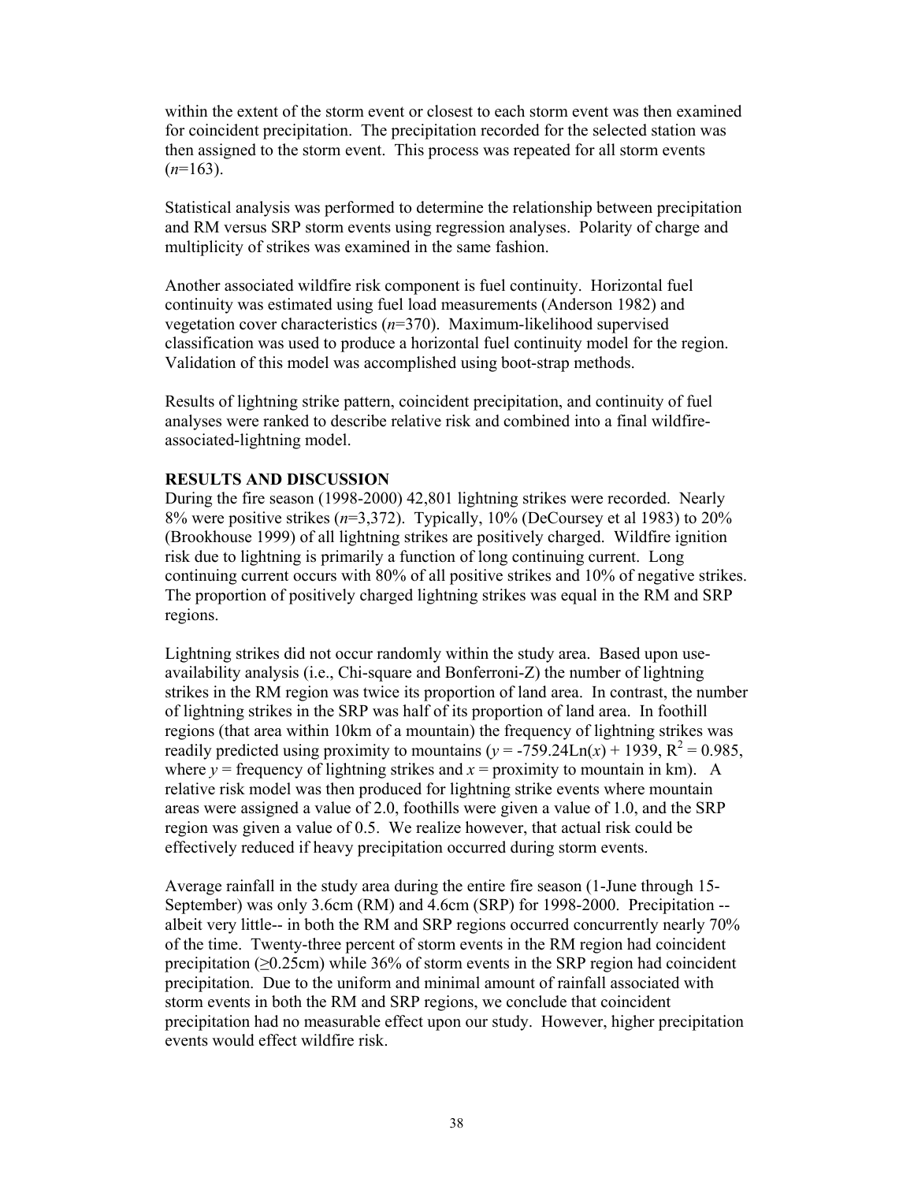within the extent of the storm event or closest to each storm event was then examined for coincident precipitation. The precipitation recorded for the selected station was then assigned to the storm event. This process was repeated for all storm events ($n$=163).

Statistical analysis was performed to determine the relationship between precipitation and RM versus SRP storm events using regression analyses. Polarity of charge and multiplicity of strikes was examined in the same fashion.

Another associated wildfire risk component is fuel continuity. Horizontal fuel continuity was estimated using fuel load measurements (Anderson 1982) and vegetation cover characteristics ($n$=370). Maximum-likelihood supervised classification was used to produce a horizontal fuel continuity model for the region. Validation of this model was accomplished using boot-strap methods.

Results of lightning strike pattern, coincident precipitation, and continuity of fuel analyses were ranked to describe relative risk and combined into a final wildfire-associated-lightning model.

**RESULTS AND DISCUSSION**

During the fire season (1998-2000) 42,801 lightning strikes were recorded. Nearly 8% were positive strikes ($n$=3,372). Typically, 10% (DeCoursey et al 1983) to 20% (Brookhouse 1999) of all lightning strikes are positively charged. Wildfire ignition risk due to lightning is primarily a function of long continuing current. Long continuing current occurs with 80% of all positive strikes and 10% of negative strikes. The proportion of positively charged lightning strikes was equal in the RM and SRP regions.

Lightning strikes did not occur randomly within the study area. Based upon use-availability analysis (i.e., Chi-square and Bonferroni-Z) the number of lightning strikes in the RM region was twice its proportion of land area. In contrast, the number of lightning strikes in the SRP was half of its proportion of land area. In foothill regions (that area within 10km of a mountain) the frequency of lightning strikes was readily predicted using proximity to mountains ($y = -759.24\text{Ln}(x) + 1939$, $R^2 = 0.985$, where $y$ = frequency of lightning strikes and $x$ = proximity to mountain in km). A relative risk model was then produced for lightning strike events where mountain areas were assigned a value of 2.0, foothills were given a value of 1.0, and the SRP region was given a value of 0.5. We realize however, that actual risk could be effectively reduced if heavy precipitation occurred during storm events.

Average rainfall in the study area during the entire fire season (1-June through 15-September) was only 3.6cm (RM) and 4.6cm (SRP) for 1998-2000. Precipitation -- albeit very little-- in both the RM and SRP regions occurred concurrently nearly 70% of the time. Twenty-three percent of storm events in the RM region had coincident precipitation ($\geq$0.25cm) while 36% of storm events in the SRP region had coincident precipitation. Due to the uniform and minimal amount of rainfall associated with storm events in both the RM and SRP regions, we conclude that coincident precipitation had no measurable effect upon our study. However, higher precipitation events would effect wildfire risk.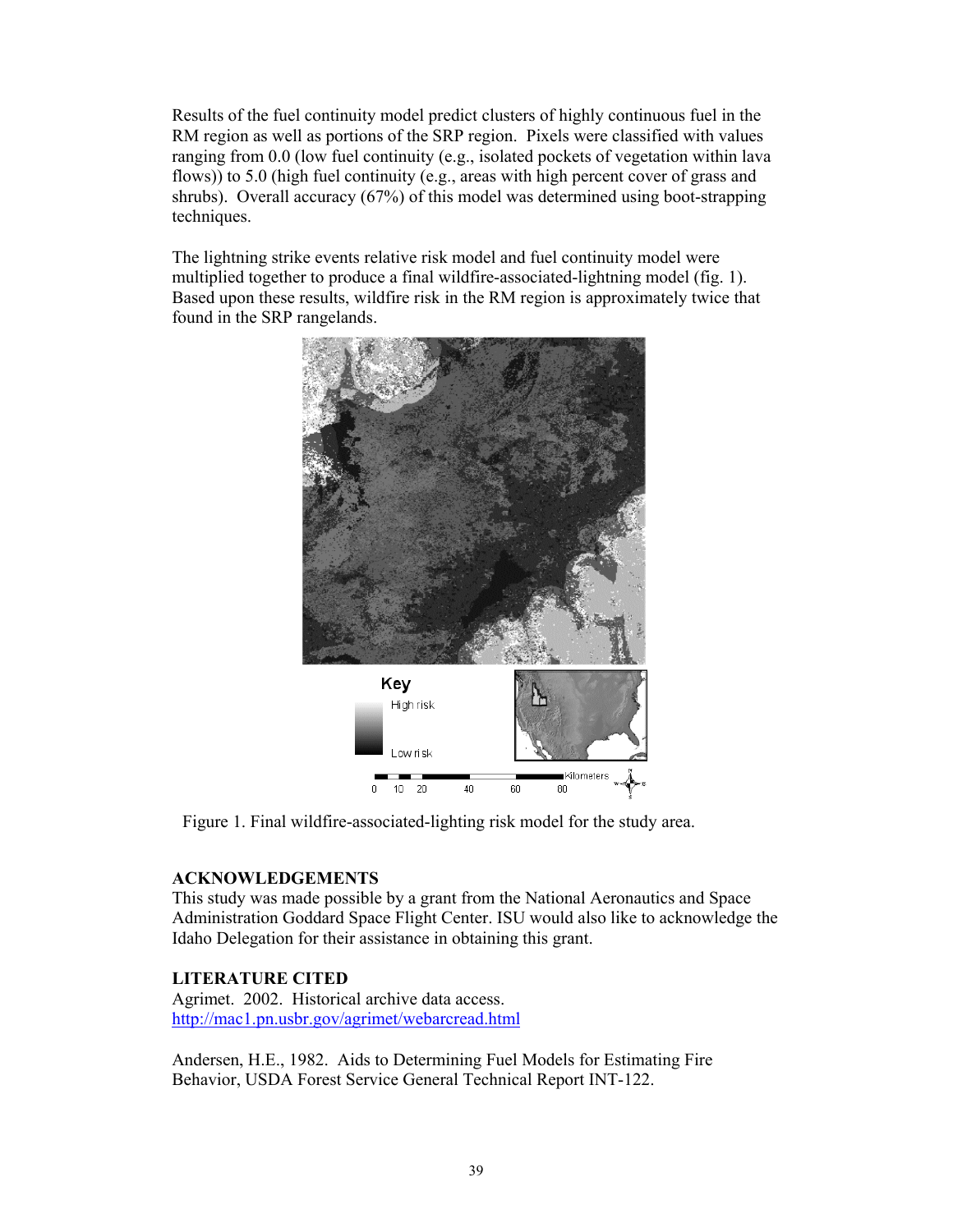Results of the fuel continuity model predict clusters of highly continuous fuel in the RM region as well as portions of the SRP region. Pixels were classified with values ranging from 0.0 (low fuel continuity (e.g., isolated pockets of vegetation within lava flows)) to 5.0 (high fuel continuity (e.g., areas with high percent cover of grass and shrubs). Overall accuracy (67%) of this model was determined using boot-strapping techniques.

The lightning strike events relative risk model and fuel continuity model were multiplied together to produce a final wildfire-associated-lightning model (fig. 1). Based upon these results, wildfire risk in the RM region is approximately twice that found in the SRP rangelands.

Figure 1. Final wildfire-associated-lighting risk model for the study area.

## ACKNOWLEDGEMENTS

This study was made possible by a grant from the National Aeronautics and Space Administration Goddard Space Flight Center. ISU would also like to acknowledge the Idaho Delegation for their assistance in obtaining this grant.

## LITERATURE CITED

Agrimet. 2002. Historical archive data access. http://mac1.pn.usbr.gov/agrimet/webarcread.html

Andersen, H.E., 1982. Aids to Determining Fuel Models for Estimating Fire Behavior, USDA Forest Service General Technical Report INT-122.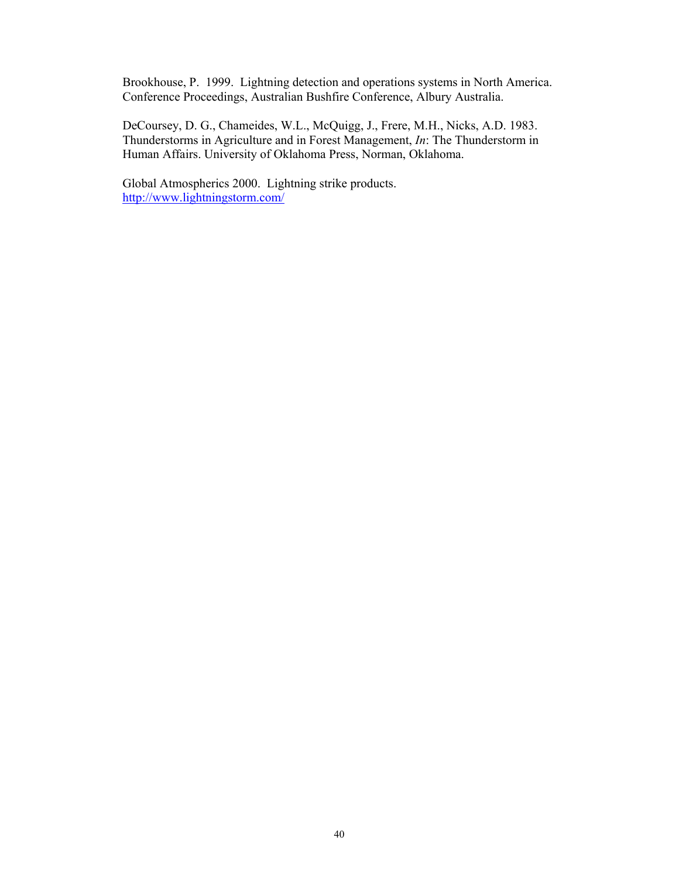Brookhouse, P. 1999. Lightning detection and operations systems in North America. Conference Proceedings, Australian Bushfire Conference, Albury Australia.

DeCoursey, D. G., Chameides, W.L., McQuigg, J., Frere, M.H., Nicks, A.D. 1983. Thunderstorms in Agriculture and in Forest Management, *In*: The Thunderstorm in Human Affairs. University of Oklahoma Press, Norman, Oklahoma.

Global Atmospherics 2000. Lightning strike products. http://www.lightningstorm.com/